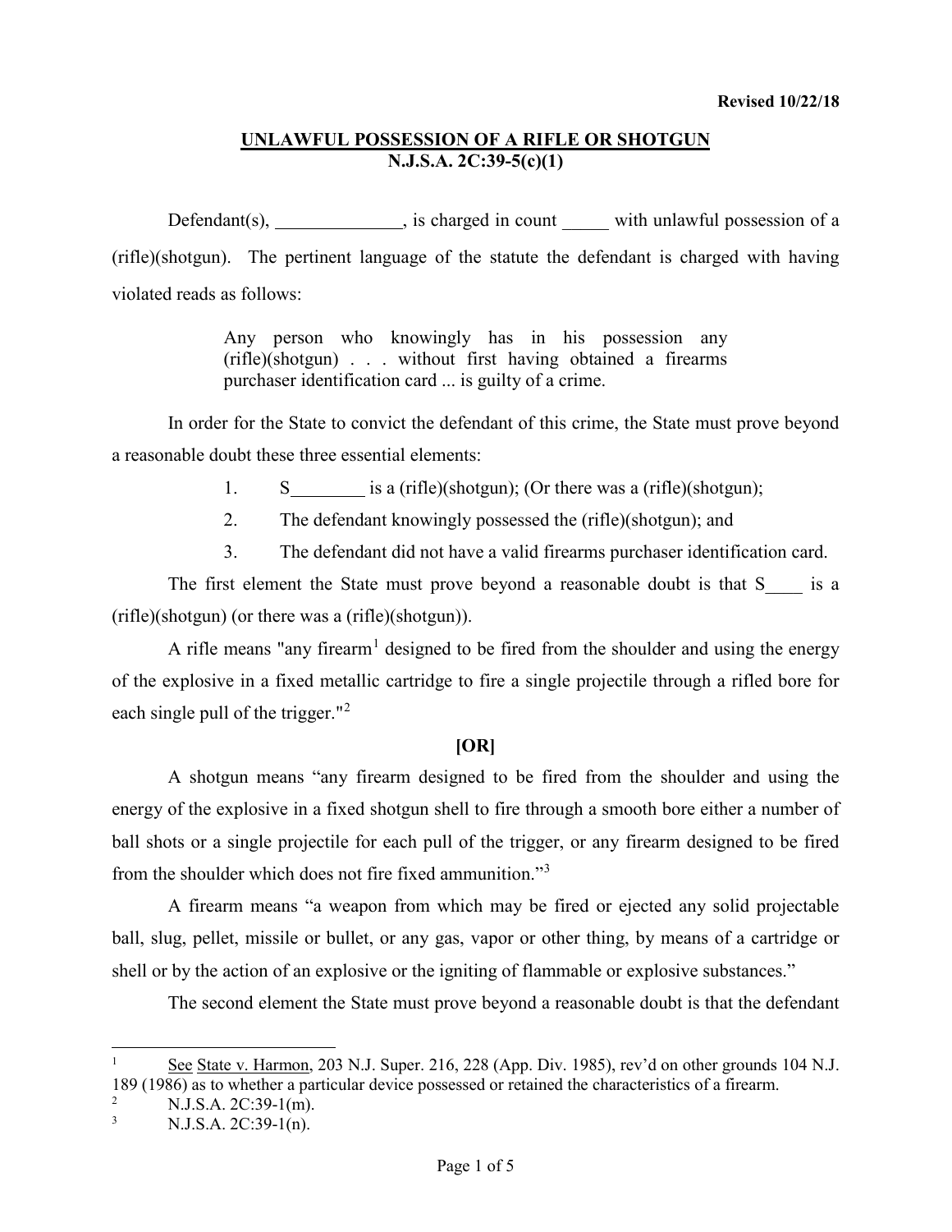**Revised 10/22/18**

## UNLAWFUL POSSESSION OF A RIFLE OR SHOTGUN
## N.J.S.A. 2C:39-5(c)(1)

Defendant(s), ______________, is charged in count _____ with unlawful possession of a (rifle)(shotgun). The pertinent language of the statute the defendant is charged with having violated reads as follows:

> Any person who knowingly has in his possession any (rifle)(shotgun) . . . without first having obtained a firearms purchaser identification card ... is guilty of a crime.

In order for the State to convict the defendant of this crime, the State must prove beyond a reasonable doubt these three essential elements:

1. S________ is a (rifle)(shotgun); (Or there was a (rifle)(shotgun);
2. The defendant knowingly possessed the (rifle)(shotgun); and
3. The defendant did not have a valid firearms purchaser identification card.

The first element the State must prove beyond a reasonable doubt is that S____ is a (rifle)(shotgun) (or there was a (rifle)(shotgun)).

A rifle means "any firearm[1] designed to be fired from the shoulder and using the energy of the explosive in a fixed metallic cartridge to fire a single projectile through a rifled bore for each single pull of the trigger."[2]

**[OR]**

A shotgun means "any firearm designed to be fired from the shoulder and using the energy of the explosive in a fixed shotgun shell to fire through a smooth bore either a number of ball shots or a single projectile for each pull of the trigger, or any firearm designed to be fired from the shoulder which does not fire fixed ammunition."[3]

A firearm means "a weapon from which may be fired or ejected any solid projectable ball, slug, pellet, missile or bullet, or any gas, vapor or other thing, by means of a cartridge or shell or by the action of an explosive or the igniting of flammable or explosive substances."

The second element the State must prove beyond a reasonable doubt is that the defendant

---

[1] See State v. Harmon, 203 N.J. Super. 216, 228 (App. Div. 1985), rev'd on other grounds 104 N.J. 189 (1986) as to whether a particular device possessed or retained the characteristics of a firearm.

[2] N.J.S.A. 2C:39-1(m).

[3] N.J.S.A. 2C:39-1(n).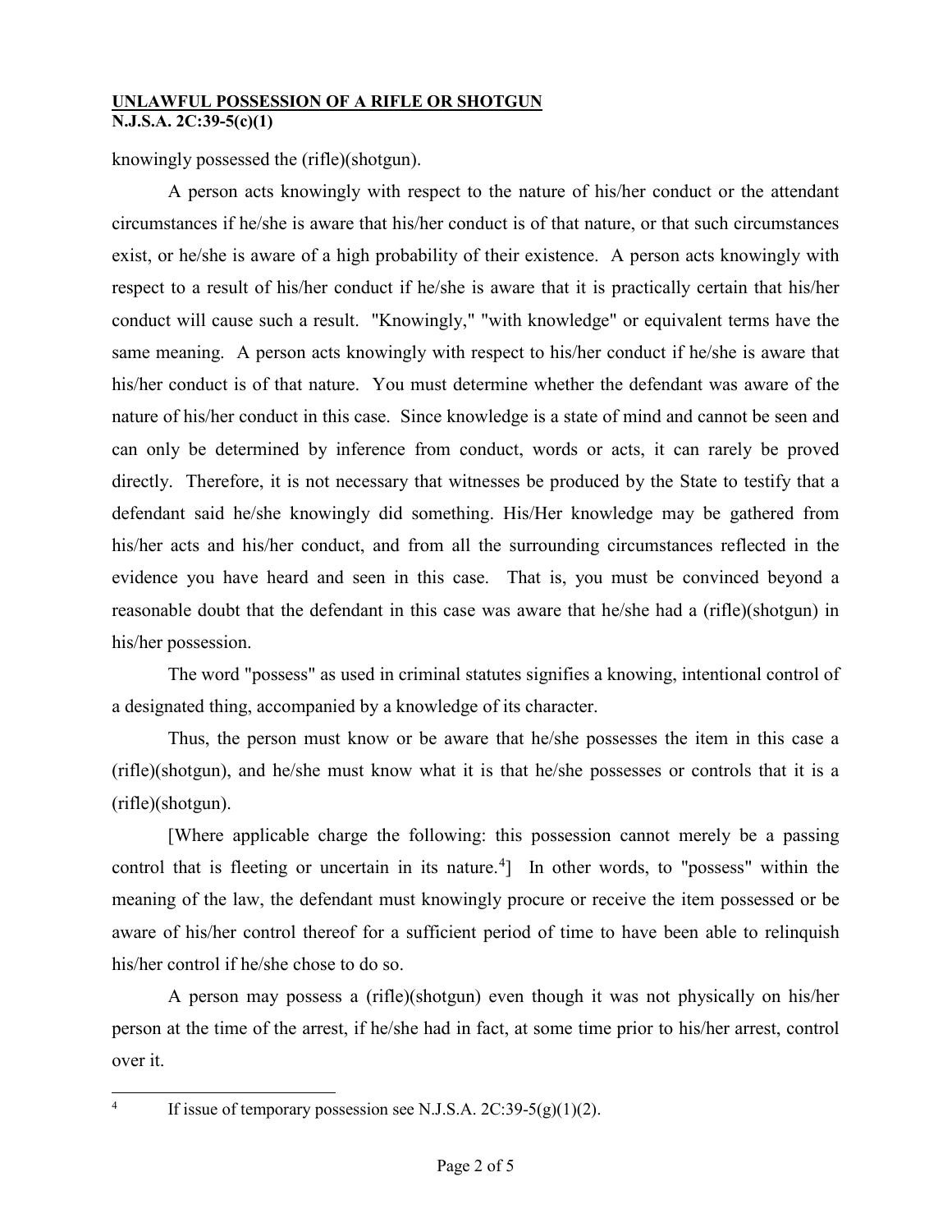knowingly possessed the (rifle)(shotgun).

A person acts knowingly with respect to the nature of his/her conduct or the attendant circumstances if he/she is aware that his/her conduct is of that nature, or that such circumstances exist, or he/she is aware of a high probability of their existence. A person acts knowingly with respect to a result of his/her conduct if he/she is aware that it is practically certain that his/her conduct will cause such a result. "Knowingly," "with knowledge" or equivalent terms have the same meaning. A person acts knowingly with respect to his/her conduct if he/she is aware that his/her conduct is of that nature. You must determine whether the defendant was aware of the nature of his/her conduct in this case. Since knowledge is a state of mind and cannot be seen and can only be determined by inference from conduct, words or acts, it can rarely be proved directly. Therefore, it is not necessary that witnesses be produced by the State to testify that a defendant said he/she knowingly did something. His/Her knowledge may be gathered from his/her acts and his/her conduct, and from all the surrounding circumstances reflected in the evidence you have heard and seen in this case. That is, you must be convinced beyond a reasonable doubt that the defendant in this case was aware that he/she had a (rifle)(shotgun) in his/her possession.

The word "possess" as used in criminal statutes signifies a knowing, intentional control of a designated thing, accompanied by a knowledge of its character.

Thus, the person must know or be aware that he/she possesses the item in this case a (rifle)(shotgun), and he/she must know what it is that he/she possesses or controls that it is a (rifle)(shotgun).

[Where applicable charge the following: this possession cannot merely be a passing control that is fleeting or uncertain in its nature.[4]] In other words, to "possess" within the meaning of the law, the defendant must knowingly procure or receive the item possessed or be aware of his/her control thereof for a sufficient period of time to have been able to relinquish his/her control if he/she chose to do so.

A person may possess a (rifle)(shotgun) even though it was not physically on his/her person at the time of the arrest, if he/she had in fact, at some time prior to his/her arrest, control over it.

---

[4] If issue of temporary possession see N.J.S.A. 2C:39-5(g)(1)(2).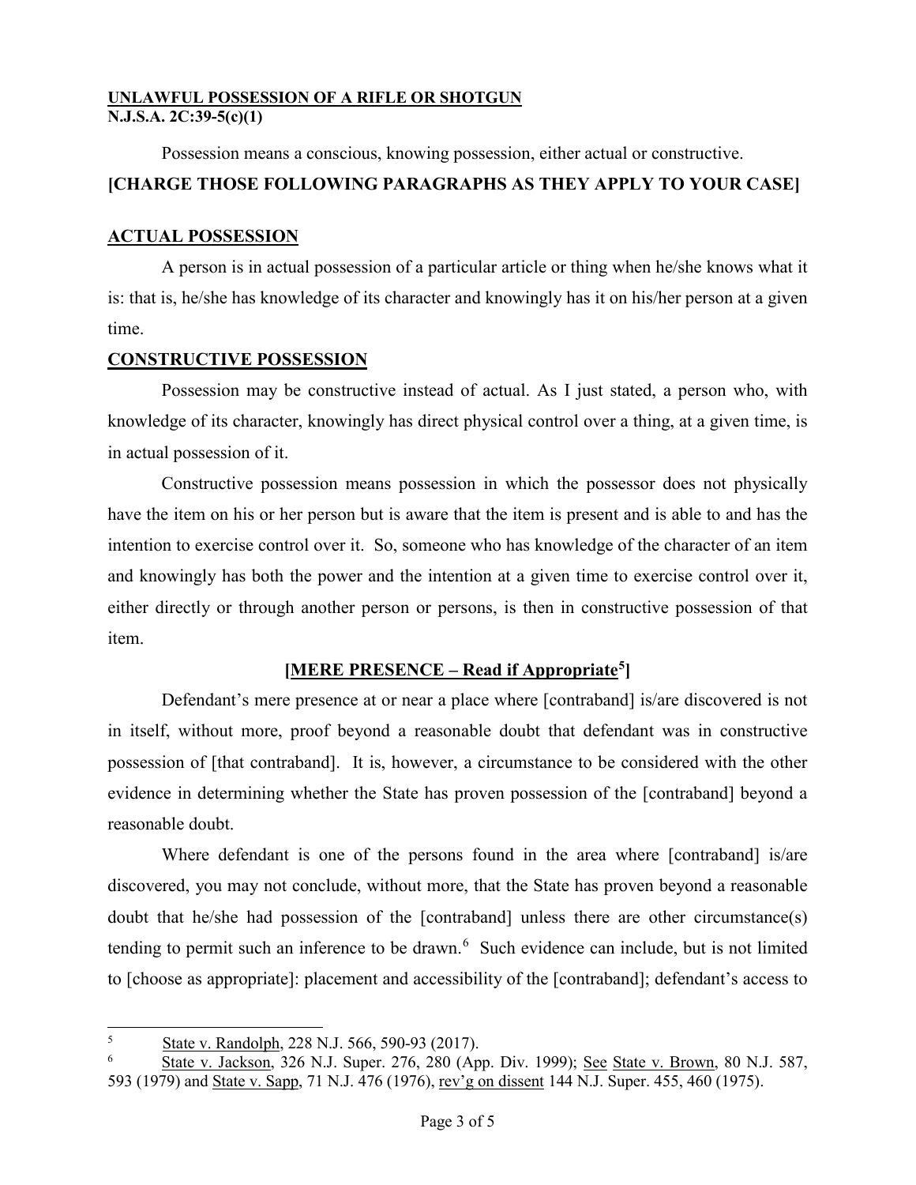**UNLAWFUL POSSESSION OF A RIFLE OR SHOTGUN**
**N.J.S.A. 2C:39-5(c)(1)**

Possession means a conscious, knowing possession, either actual or constructive.

**[CHARGE THOSE FOLLOWING PARAGRAPHS AS THEY APPLY TO YOUR CASE]**

**ACTUAL POSSESSION**

A person is in actual possession of a particular article or thing when he/she knows what it is: that is, he/she has knowledge of its character and knowingly has it on his/her person at a given time.

**CONSTRUCTIVE POSSESSION**

Possession may be constructive instead of actual. As I just stated, a person who, with knowledge of its character, knowingly has direct physical control over a thing, at a given time, is in actual possession of it.

Constructive possession means possession in which the possessor does not physically have the item on his or her person but is aware that the item is present and is able to and has the intention to exercise control over it. So, someone who has knowledge of the character of an item and knowingly has both the power and the intention at a given time to exercise control over it, either directly or through another person or persons, is then in constructive possession of that item.

**[MERE PRESENCE – Read if Appropriate[5]]**

Defendant's mere presence at or near a place where [contraband] is/are discovered is not in itself, without more, proof beyond a reasonable doubt that defendant was in constructive possession of [that contraband]. It is, however, a circumstance to be considered with the other evidence in determining whether the State has proven possession of the [contraband] beyond a reasonable doubt.

Where defendant is one of the persons found in the area where [contraband] is/are discovered, you may not conclude, without more, that the State has proven beyond a reasonable doubt that he/she had possession of the [contraband] unless there are other circumstance(s) tending to permit such an inference to be drawn.[6] Such evidence can include, but is not limited to [choose as appropriate]: placement and accessibility of the [contraband]; defendant's access to

---

[5] State v. Randolph, 228 N.J. 566, 590-93 (2017).

[6] State v. Jackson, 326 N.J. Super. 276, 280 (App. Div. 1999); See State v. Brown, 80 N.J. 587, 593 (1979) and State v. Sapp, 71 N.J. 476 (1976), rev'g on dissent 144 N.J. Super. 455, 460 (1975).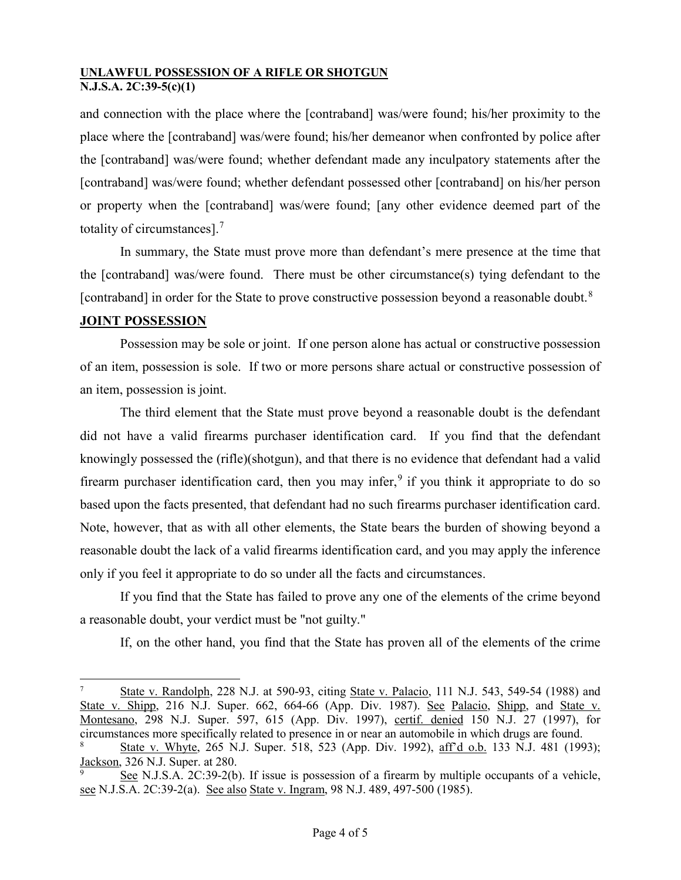and connection with the place where the [contraband] was/were found; his/her proximity to the place where the [contraband] was/were found; his/her demeanor when confronted by police after the [contraband] was/were found; whether defendant made any inculpatory statements after the [contraband] was/were found; whether defendant possessed other [contraband] on his/her person or property when the [contraband] was/were found; [any other evidence deemed part of the totality of circumstances].[7]

In summary, the State must prove more than defendant's mere presence at the time that the [contraband] was/were found. There must be other circumstance(s) tying defendant to the [contraband] in order for the State to prove constructive possession beyond a reasonable doubt.[8]

**JOINT POSSESSION**

Possession may be sole or joint. If one person alone has actual or constructive possession of an item, possession is sole. If two or more persons share actual or constructive possession of an item, possession is joint.

The third element that the State must prove beyond a reasonable doubt is the defendant did not have a valid firearms purchaser identification card. If you find that the defendant knowingly possessed the (rifle)(shotgun), and that there is no evidence that defendant had a valid firearm purchaser identification card, then you may infer,[9] if you think it appropriate to do so based upon the facts presented, that defendant had no such firearms purchaser identification card. Note, however, that as with all other elements, the State bears the burden of showing beyond a reasonable doubt the lack of a valid firearms identification card, and you may apply the inference only if you feel it appropriate to do so under all the facts and circumstances.

If you find that the State has failed to prove any one of the elements of the crime beyond a reasonable doubt, your verdict must be "not guilty."

If, on the other hand, you find that the State has proven all of the elements of the crime

---

[7] State v. Randolph, 228 N.J. at 590-93, citing State v. Palacio, 111 N.J. 543, 549-54 (1988) and State v. Shipp, 216 N.J. Super. 662, 664-66 (App. Div. 1987). See Palacio, Shipp, and State v. Montesano, 298 N.J. Super. 597, 615 (App. Div. 1997), certif. denied 150 N.J. 27 (1997), for circumstances more specifically related to presence in or near an automobile in which drugs are found.

[8] State v. Whyte, 265 N.J. Super. 518, 523 (App. Div. 1992), aff'd o.b. 133 N.J. 481 (1993); Jackson, 326 N.J. Super. at 280.

[9] See N.J.S.A. 2C:39-2(b). If issue is possession of a firearm by multiple occupants of a vehicle, see N.J.S.A. 2C:39-2(a). See also State v. Ingram, 98 N.J. 489, 497-500 (1985).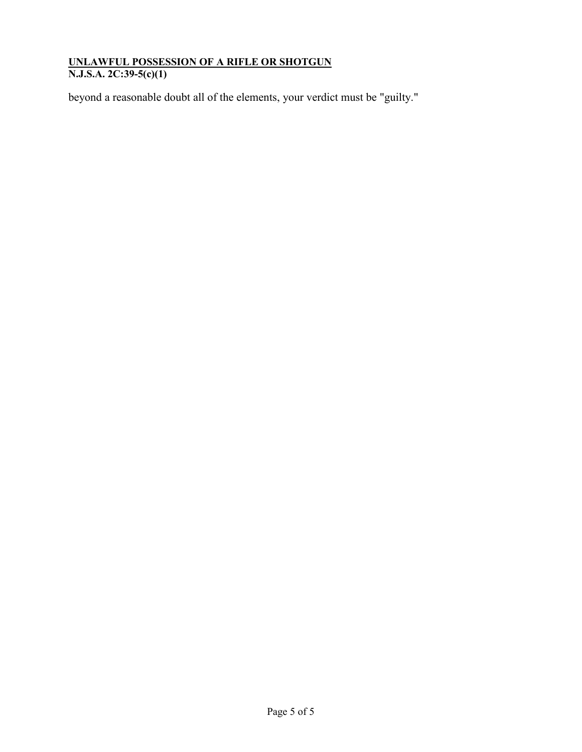beyond a reasonable doubt all of the elements, your verdict must be "guilty."